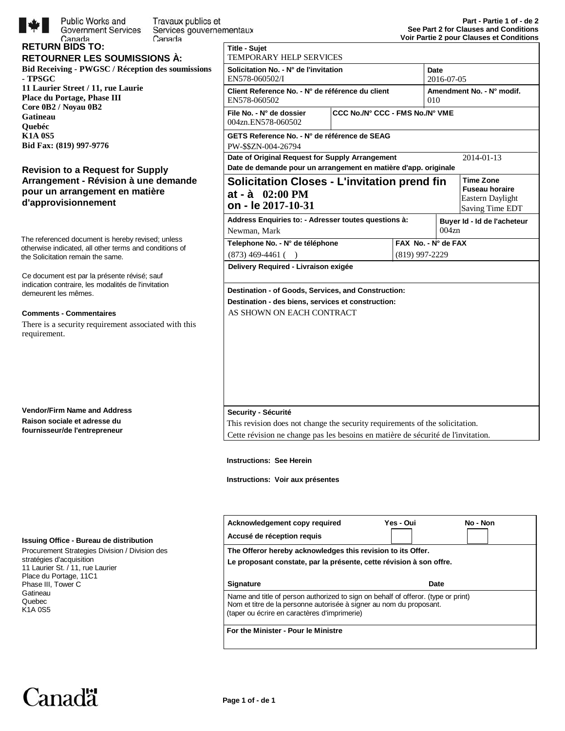Public Works and Government Services Canada / Travaux publics et Services gouvernementaux Canada

**Part - Partie 1 of - de 2**
**See Part 2 for Clauses and Conditions**
**Voir Partie 2 pour Clauses et Conditions**

**RETURN BIDS TO:**
**RETOURNER LES SOUMISSIONS À:**

**Bid Receiving - PWGSC / Réception des soumissions - TPSGC**
**11 Laurier Street / 11, rue Laurie**
**Place du Portage, Phase III**
**Core 0B2 / Noyau 0B2**
**Gatineau**
**Quebéc**
**K1A 0S5**
**Bid Fax: (819) 997-9776**

## Revision to a Request for Supply Arrangement - Révision à une demande pour un arrangement en matière d'approvisionnement

The referenced document is hereby revised; unless otherwise indicated, all other terms and conditions of the Solicitation remain the same.

Ce document est par la présente révisé; sauf indication contraire, les modalités de l'invitation demeurent les mêmes.

**Comments - Commentaires**

There is a security requirement associated with this requirement.

**Vendor/Firm Name and Address**
**Raison sociale et adresse du fournisseur/de l'entrepreneur**

**Issuing Office - Bureau de distribution**

Procurement Strategies Division / Division des stratégies d'acquisition
11 Laurier St. / 11, rue Laurier
Place du Portage, 11C1
Phase III, Tower C
Gatineau
Quebec
K1A 0S5

| | | |
|---|---|---|
| **Title - Sujet** TEMPORARY HELP SERVICES | | |
| **Solicitation No. - N° de l'invitation** EN578-060502/I | | **Date** 2016-07-05 |
| **Client Reference No. - N° de référence du client** EN578-060502 | | **Amendment No. - N° modif.** 010 |
| **File No. - N° de dossier** 004zn.EN578-060502 | **CCC No./N° CCC - FMS No./N° VME** | |
| **GETS Reference No. - N° de référence de SEAG** PW-$$ZN-004-26794 | | |
| **Date of Original Request for Supply Arrangement / Date de demande pour un arrangement en matière d'app. originale** 2014-01-13 | | |
| **Solicitation Closes - L'invitation prend fin at - à 02:00 PM on - le 2017-10-31** | | **Time Zone / Fuseau horaire** Eastern Daylight Saving Time EDT |
| **Address Enquiries to: - Adresser toutes questions à:** Newman, Mark | | **Buyer Id - Id de l'acheteur** 004zn |
| **Telephone No. - N° de téléphone** (873) 469-4461 (  ) | **FAX No. - N° de FAX** (819) 997-2229 | |
| **Delivery Required - Livraison exigée** | | |
| **Destination - of Goods, Services, and Construction: / Destination - des biens, services et construction:** AS SHOWN ON EACH CONTRACT | | |
| **Security - Sécurité** This revision does not change the security requirements of the solicitation. Cette révision ne change pas les besoins en matière de sécurité de l'invitation. | | |

**Instructions: See Herein**

**Instructions: Voir aux présentes**

| | | |
|---|---|---|
| **Acknowledgement copy required / Accusé de réception requis** | **Yes - Oui** | **No - Non** |
| **The Offeror hereby acknowledges this revision to its Offer. / Le proposant constate, par la présente, cette révision à son offre.** | | |
| **Signature** | | **Date** |
| Name and title of person authorized to sign on behalf of offeror. (type or print) Nom et titre de la personne autorisée à signer au nom du proposant. (taper ou écrire en caractères d'imprimerie) | | |
| **For the Minister - Pour le Ministre** | | |

Canadä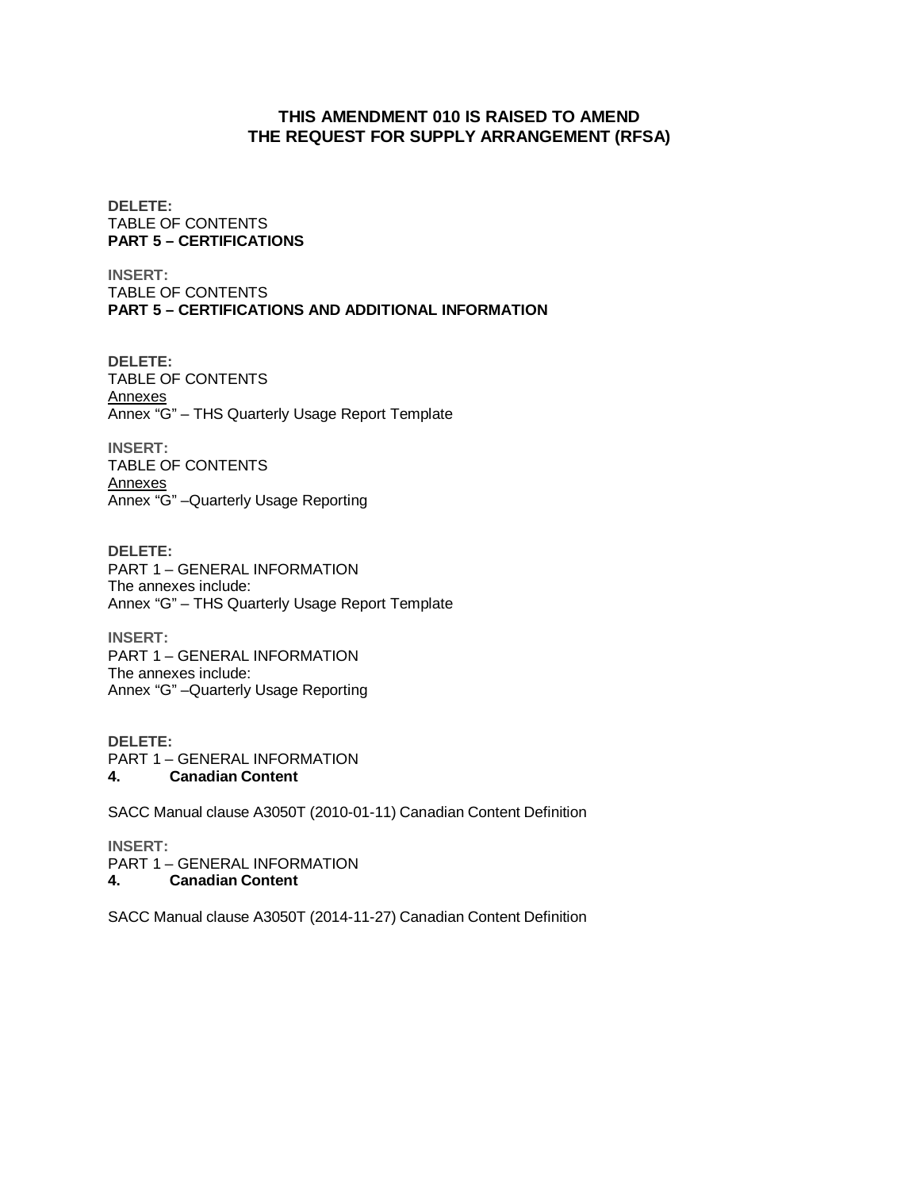## THIS AMENDMENT 010 IS RAISED TO AMEND THE REQUEST FOR SUPPLY ARRANGEMENT (RFSA)

**DELETE:**
TABLE OF CONTENTS
**PART 5 – CERTIFICATIONS**

**INSERT:**
TABLE OF CONTENTS
**PART 5 – CERTIFICATIONS AND ADDITIONAL INFORMATION**

**DELETE:**
TABLE OF CONTENTS
Annexes
Annex "G" – THS Quarterly Usage Report Template

**INSERT:**
TABLE OF CONTENTS
Annexes
Annex "G" –Quarterly Usage Reporting

**DELETE:**
PART 1 – GENERAL INFORMATION
The annexes include:
Annex "G" – THS Quarterly Usage Report Template

**INSERT:**
PART 1 – GENERAL INFORMATION
The annexes include:
Annex "G" –Quarterly Usage Reporting

**DELETE:**
PART 1 – GENERAL INFORMATION
**4. Canadian Content**

SACC Manual clause A3050T (2010-01-11) Canadian Content Definition

**INSERT:**
PART 1 – GENERAL INFORMATION
**4. Canadian Content**

SACC Manual clause A3050T (2014-11-27) Canadian Content Definition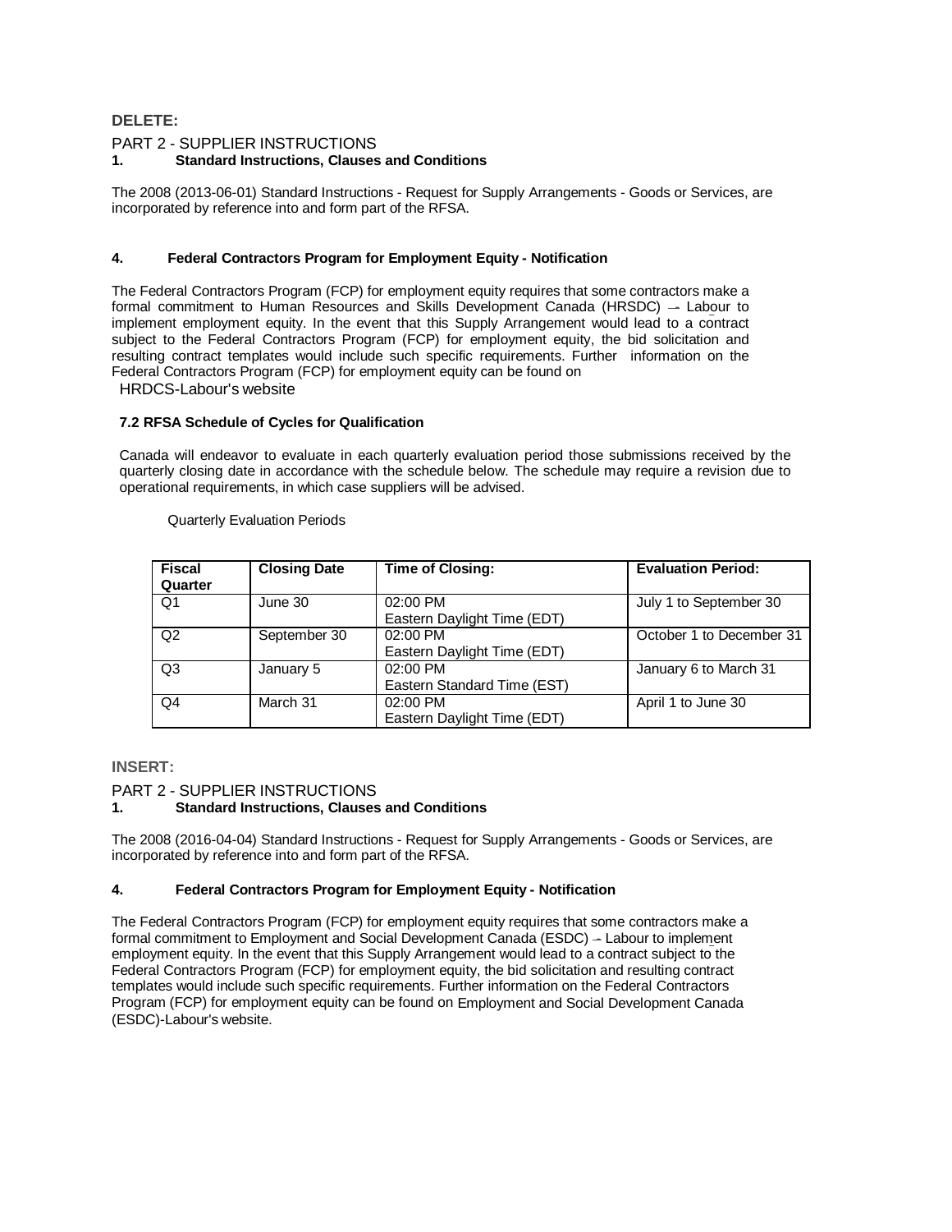**DELETE:**

PART 2 - SUPPLIER INSTRUCTIONS

**1. Standard Instructions, Clauses and Conditions**

The 2008 (2013-06-01) Standard Instructions - Request for Supply Arrangements - Goods or Services, are incorporated by reference into and form part of the RFSA.

**4. Federal Contractors Program for Employment Equity - Notification**

The Federal Contractors Program (FCP) for employment equity requires that some contractors make a formal commitment to Human Resources and Skills Development Canada (HRSDC) – Labour to implement employment equity. In the event that this Supply Arrangement would lead to a contract subject to the Federal Contractors Program (FCP) for employment equity, the bid solicitation and resulting contract templates would include such specific requirements. Further information on the Federal Contractors Program (FCP) for employment equity can be found on HRDCS-Labour's website

**7.2 RFSA Schedule of Cycles for Qualification**

Canada will endeavor to evaluate in each quarterly evaluation period those submissions received by the quarterly closing date in accordance with the schedule below. The schedule may require a revision due to operational requirements, in which case suppliers will be advised.

Quarterly Evaluation Periods

| Fiscal Quarter | Closing Date | Time of Closing: | Evaluation Period: |
|---|---|---|---|
| Q1 | June 30 | 02:00 PM Eastern Daylight Time (EDT) | July 1 to September 30 |
| Q2 | September 30 | 02:00 PM Eastern Daylight Time (EDT) | October 1 to December 31 |
| Q3 | January 5 | 02:00 PM Eastern Standard Time (EST) | January 6 to March 31 |
| Q4 | March 31 | 02:00 PM Eastern Daylight Time (EDT) | April 1 to June 30 |

**INSERT:**

PART 2 - SUPPLIER INSTRUCTIONS

**1. Standard Instructions, Clauses and Conditions**

The 2008 (2016-04-04) Standard Instructions - Request for Supply Arrangements - Goods or Services, are incorporated by reference into and form part of the RFSA.

**4. Federal Contractors Program for Employment Equity - Notification**

The Federal Contractors Program (FCP) for employment equity requires that some contractors make a formal commitment to Employment and Social Development Canada (ESDC) – Labour to implement employment equity. In the event that this Supply Arrangement would lead to a contract subject to the Federal Contractors Program (FCP) for employment equity, the bid solicitation and resulting contract templates would include such specific requirements. Further information on the Federal Contractors Program (FCP) for employment equity can be found on Employment and Social Development Canada (ESDC)-Labour's website.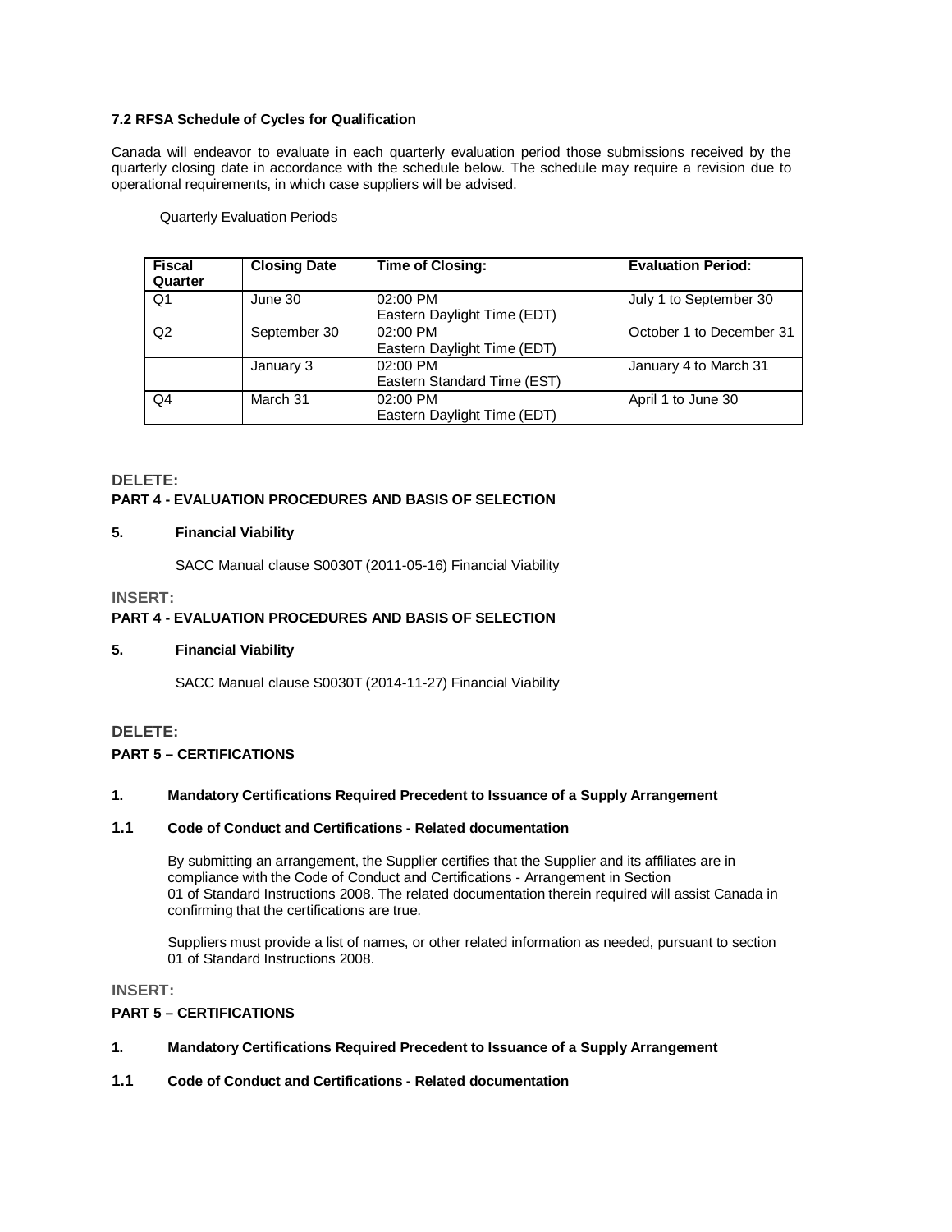**7.2 RFSA Schedule of Cycles for Qualification**

Canada will endeavor to evaluate in each quarterly evaluation period those submissions received by the quarterly closing date in accordance with the schedule below. The schedule may require a revision due to operational requirements, in which case suppliers will be advised.

Quarterly Evaluation Periods

| Fiscal Quarter | Closing Date | Time of Closing: | Evaluation Period: |
|---|---|---|---|
| Q1 | June 30 | 02:00 PM Eastern Daylight Time (EDT) | July 1 to September 30 |
| Q2 | September 30 | 02:00 PM Eastern Daylight Time (EDT) | October 1 to December 31 |
| | January 3 | 02:00 PM Eastern Standard Time (EST) | January 4 to March 31 |
| Q4 | March 31 | 02:00 PM Eastern Daylight Time (EDT) | April 1 to June 30 |

**DELETE:**

**PART 4 - EVALUATION PROCEDURES AND BASIS OF SELECTION**

**5. Financial Viability**

SACC Manual clause S0030T (2011-05-16) Financial Viability

**INSERT:**

**PART 4 - EVALUATION PROCEDURES AND BASIS OF SELECTION**

**5. Financial Viability**

SACC Manual clause S0030T (2014-11-27) Financial Viability

**DELETE:**

**PART 5 – CERTIFICATIONS**

**1. Mandatory Certifications Required Precedent to Issuance of a Supply Arrangement**

**1.1 Code of Conduct and Certifications - Related documentation**

By submitting an arrangement, the Supplier certifies that the Supplier and its affiliates are in compliance with the Code of Conduct and Certifications - Arrangement in Section 01 of Standard Instructions 2008. The related documentation therein required will assist Canada in confirming that the certifications are true.

Suppliers must provide a list of names, or other related information as needed, pursuant to section 01 of Standard Instructions 2008.

**INSERT:**

**PART 5 – CERTIFICATIONS**

**1. Mandatory Certifications Required Precedent to Issuance of a Supply Arrangement**

**1.1 Code of Conduct and Certifications - Related documentation**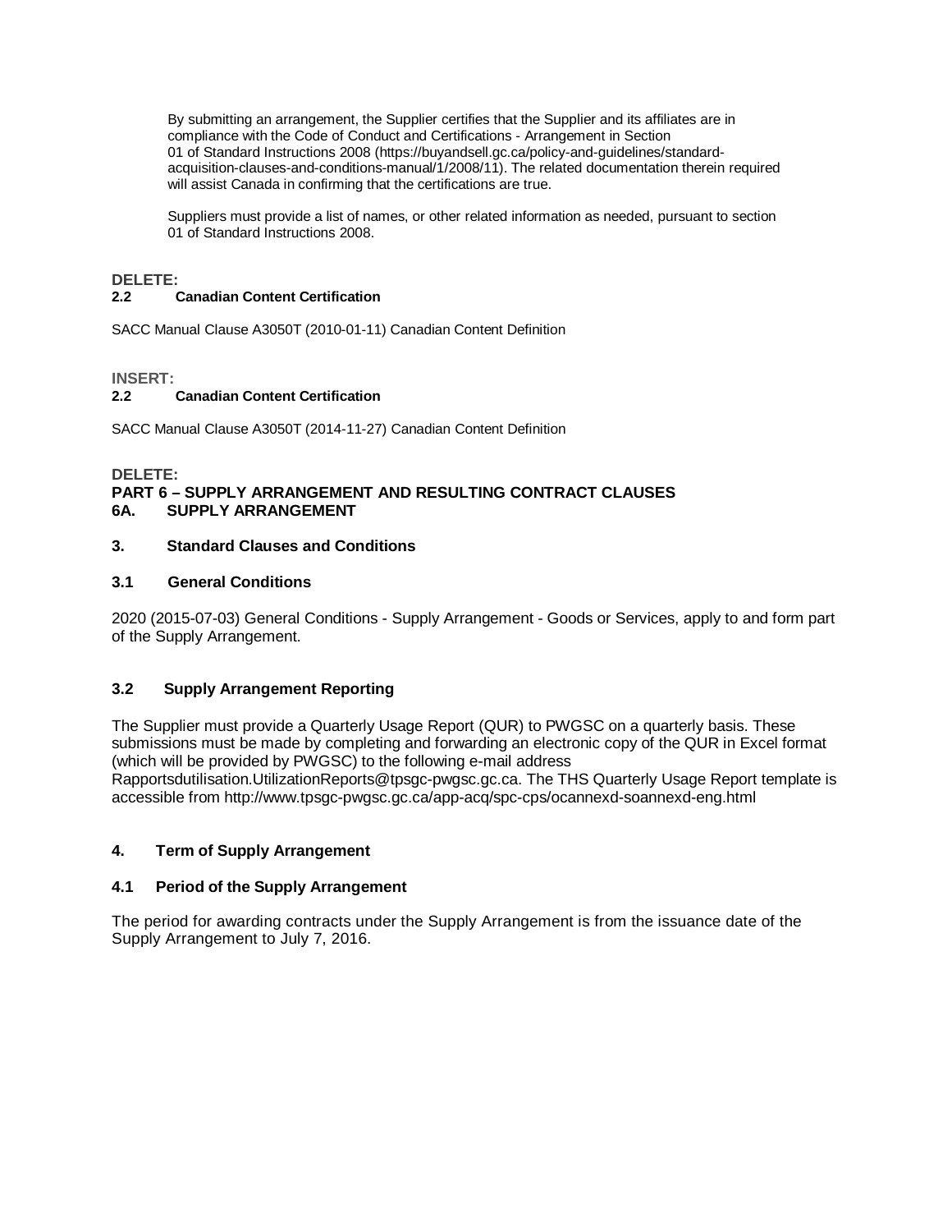By submitting an arrangement, the Supplier certifies that the Supplier and its affiliates are in compliance with the Code of Conduct and Certifications - Arrangement in Section 01 of Standard Instructions 2008 (https://buyandsell.gc.ca/policy-and-guidelines/standard-acquisition-clauses-and-conditions-manual/1/2008/11). The related documentation therein required will assist Canada in confirming that the certifications are true.

Suppliers must provide a list of names, or other related information as needed, pursuant to section 01 of Standard Instructions 2008.

**DELETE:**

**2.2 Canadian Content Certification**

SACC Manual Clause A3050T (2010-01-11) Canadian Content Definition

**INSERT:**

**2.2 Canadian Content Certification**

SACC Manual Clause A3050T (2014-11-27) Canadian Content Definition

**DELETE:**

**PART 6 – SUPPLY ARRANGEMENT AND RESULTING CONTRACT CLAUSES**

**6A. SUPPLY ARRANGEMENT**

**3. Standard Clauses and Conditions**

**3.1 General Conditions**

2020 (2015-07-03) General Conditions - Supply Arrangement - Goods or Services, apply to and form part of the Supply Arrangement.

**3.2 Supply Arrangement Reporting**

The Supplier must provide a Quarterly Usage Report (QUR) to PWGSC on a quarterly basis. These submissions must be made by completing and forwarding an electronic copy of the QUR in Excel format (which will be provided by PWGSC) to the following e-mail address Rapportsdutilisation.UtilizationReports@tpsgc-pwgsc.gc.ca. The THS Quarterly Usage Report template is accessible from http://www.tpsgc-pwgsc.gc.ca/app-acq/spc-cps/ocannexd-soannexd-eng.html

**4. Term of Supply Arrangement**

**4.1 Period of the Supply Arrangement**

The period for awarding contracts under the Supply Arrangement is from the issuance date of the Supply Arrangement to July 7, 2016.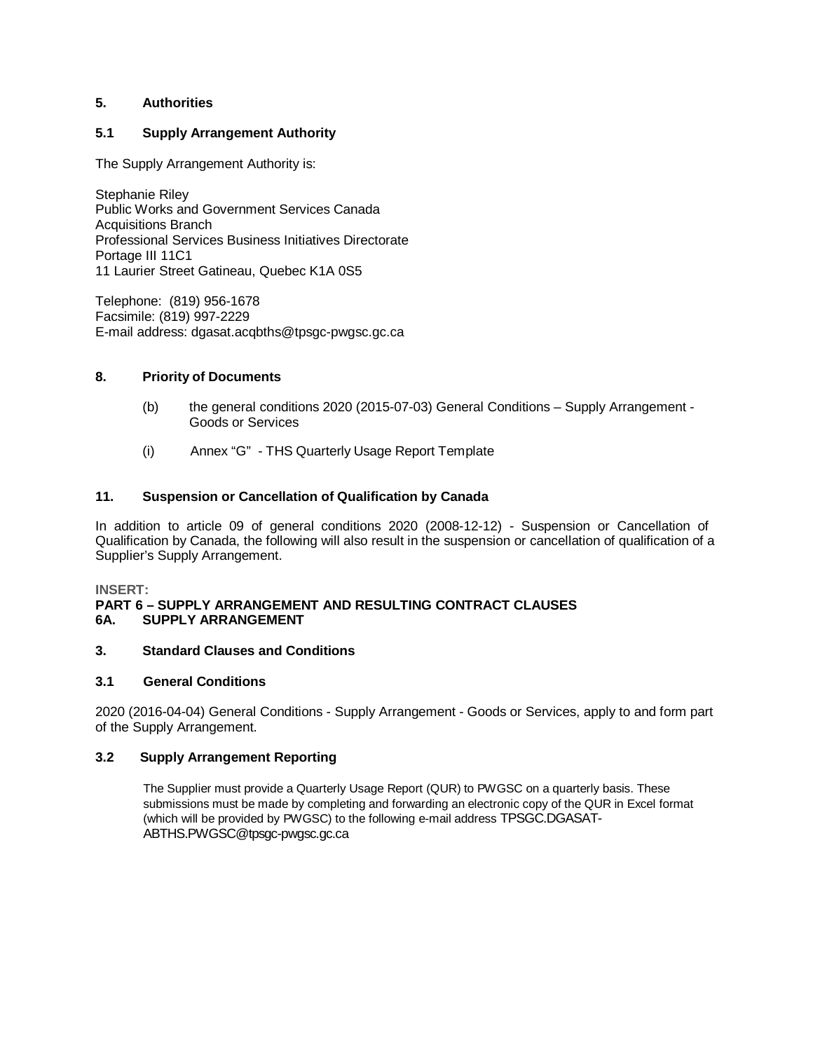**5. Authorities**

**5.1 Supply Arrangement Authority**

The Supply Arrangement Authority is:

Stephanie Riley
Public Works and Government Services Canada
Acquisitions Branch
Professional Services Business Initiatives Directorate
Portage III 11C1
11 Laurier Street Gatineau, Quebec K1A 0S5

Telephone: (819) 956-1678
Facsimile: (819) 997-2229
E-mail address: dgasat.acqbths@tpsgc-pwgsc.gc.ca

**8. Priority of Documents**

(b) the general conditions 2020 (2015-07-03) General Conditions – Supply Arrangement - Goods or Services

(i) Annex "G" - THS Quarterly Usage Report Template

**11. Suspension or Cancellation of Qualification by Canada**

In addition to article 09 of general conditions 2020 (2008-12-12) - Suspension or Cancellation of Qualification by Canada, the following will also result in the suspension or cancellation of qualification of a Supplier's Supply Arrangement.

**INSERT:**

**PART 6 – SUPPLY ARRANGEMENT AND RESULTING CONTRACT CLAUSES**

**6A. SUPPLY ARRANGEMENT**

**3. Standard Clauses and Conditions**

**3.1 General Conditions**

2020 (2016-04-04) General Conditions - Supply Arrangement - Goods or Services, apply to and form part of the Supply Arrangement.

**3.2 Supply Arrangement Reporting**

The Supplier must provide a Quarterly Usage Report (QUR) to PWGSC on a quarterly basis. These submissions must be made by completing and forwarding an electronic copy of the QUR in Excel format (which will be provided by PWGSC) to the following e-mail address TPSGC.DGASAT-ABTHS.PWGSC@tpsgc-pwgsc.gc.ca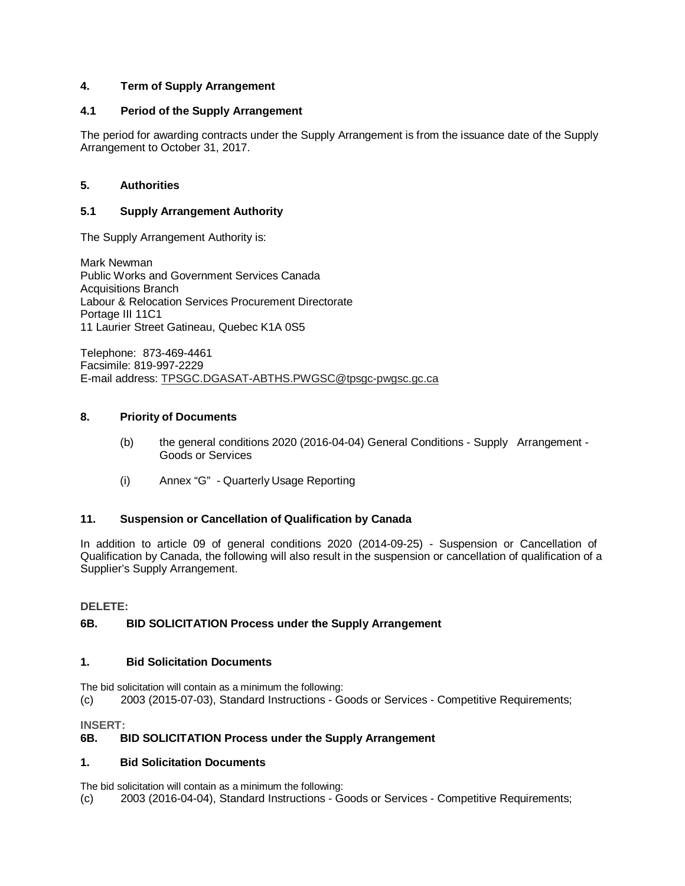**4. Term of Supply Arrangement**

**4.1 Period of the Supply Arrangement**

The period for awarding contracts under the Supply Arrangement is from the issuance date of the Supply Arrangement to October 31, 2017.

**5. Authorities**

**5.1 Supply Arrangement Authority**

The Supply Arrangement Authority is:

Mark Newman
Public Works and Government Services Canada
Acquisitions Branch
Labour & Relocation Services Procurement Directorate
Portage III 11C1
11 Laurier Street Gatineau, Quebec K1A 0S5

Telephone: 873-469-4461
Facsimile: 819-997-2229
E-mail address: TPSGC.DGASAT-ABTHS.PWGSC@tpsgc-pwgsc.gc.ca

**8. Priority of Documents**

(b) the general conditions 2020 (2016-04-04) General Conditions - Supply Arrangement - Goods or Services

(i) Annex "G" - Quarterly Usage Reporting

**11. Suspension or Cancellation of Qualification by Canada**

In addition to article 09 of general conditions 2020 (2014-09-25) - Suspension or Cancellation of Qualification by Canada, the following will also result in the suspension or cancellation of qualification of a Supplier's Supply Arrangement.

**DELETE:**

**6B. BID SOLICITATION Process under the Supply Arrangement**

**1. Bid Solicitation Documents**

The bid solicitation will contain as a minimum the following:
(c) 2003 (2015-07-03), Standard Instructions - Goods or Services - Competitive Requirements;

**INSERT:**

**6B. BID SOLICITATION Process under the Supply Arrangement**

**1. Bid Solicitation Documents**

The bid solicitation will contain as a minimum the following:
(c) 2003 (2016-04-04), Standard Instructions - Goods or Services - Competitive Requirements;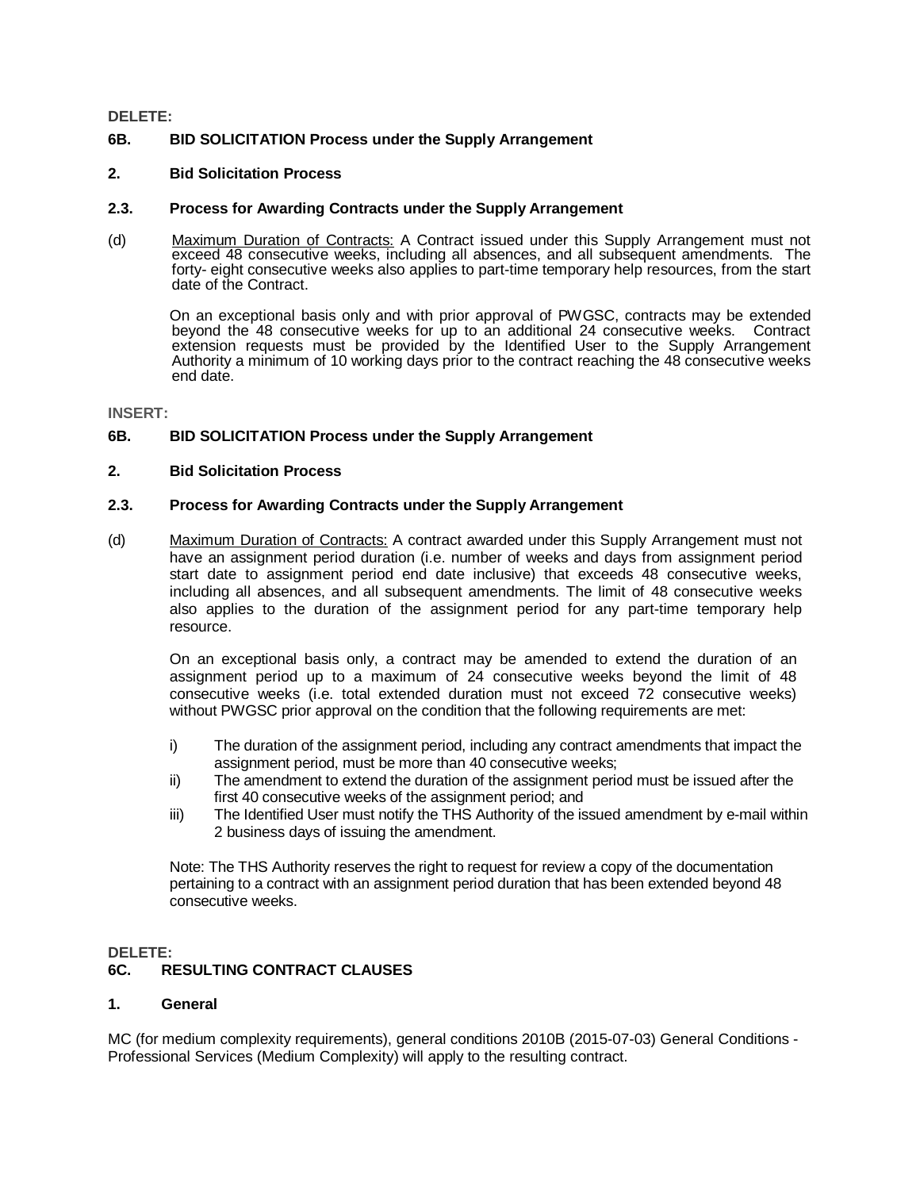**DELETE:**

**6B. BID SOLICITATION Process under the Supply Arrangement**

**2. Bid Solicitation Process**

**2.3. Process for Awarding Contracts under the Supply Arrangement**

(d) Maximum Duration of Contracts: A Contract issued under this Supply Arrangement must not exceed 48 consecutive weeks, including all absences, and all subsequent amendments. The forty- eight consecutive weeks also applies to part-time temporary help resources, from the start date of the Contract.

On an exceptional basis only and with prior approval of PWGSC, contracts may be extended beyond the 48 consecutive weeks for up to an additional 24 consecutive weeks. Contract extension requests must be provided by the Identified User to the Supply Arrangement Authority a minimum of 10 working days prior to the contract reaching the 48 consecutive weeks end date.

**INSERT:**

**6B. BID SOLICITATION Process under the Supply Arrangement**

**2. Bid Solicitation Process**

**2.3. Process for Awarding Contracts under the Supply Arrangement**

(d) Maximum Duration of Contracts: A contract awarded under this Supply Arrangement must not have an assignment period duration (i.e. number of weeks and days from assignment period start date to assignment period end date inclusive) that exceeds 48 consecutive weeks, including all absences, and all subsequent amendments. The limit of 48 consecutive weeks also applies to the duration of the assignment period for any part-time temporary help resource.

On an exceptional basis only, a contract may be amended to extend the duration of an assignment period up to a maximum of 24 consecutive weeks beyond the limit of 48 consecutive weeks (i.e. total extended duration must not exceed 72 consecutive weeks) without PWGSC prior approval on the condition that the following requirements are met:

i) The duration of the assignment period, including any contract amendments that impact the assignment period, must be more than 40 consecutive weeks;
ii) The amendment to extend the duration of the assignment period must be issued after the first 40 consecutive weeks of the assignment period; and
iii) The Identified User must notify the THS Authority of the issued amendment by e-mail within 2 business days of issuing the amendment.

Note: The THS Authority reserves the right to request for review a copy of the documentation pertaining to a contract with an assignment period duration that has been extended beyond 48 consecutive weeks.

**DELETE:**

**6C. RESULTING CONTRACT CLAUSES**

**1. General**

MC (for medium complexity requirements), general conditions 2010B (2015-07-03) General Conditions - Professional Services (Medium Complexity) will apply to the resulting contract.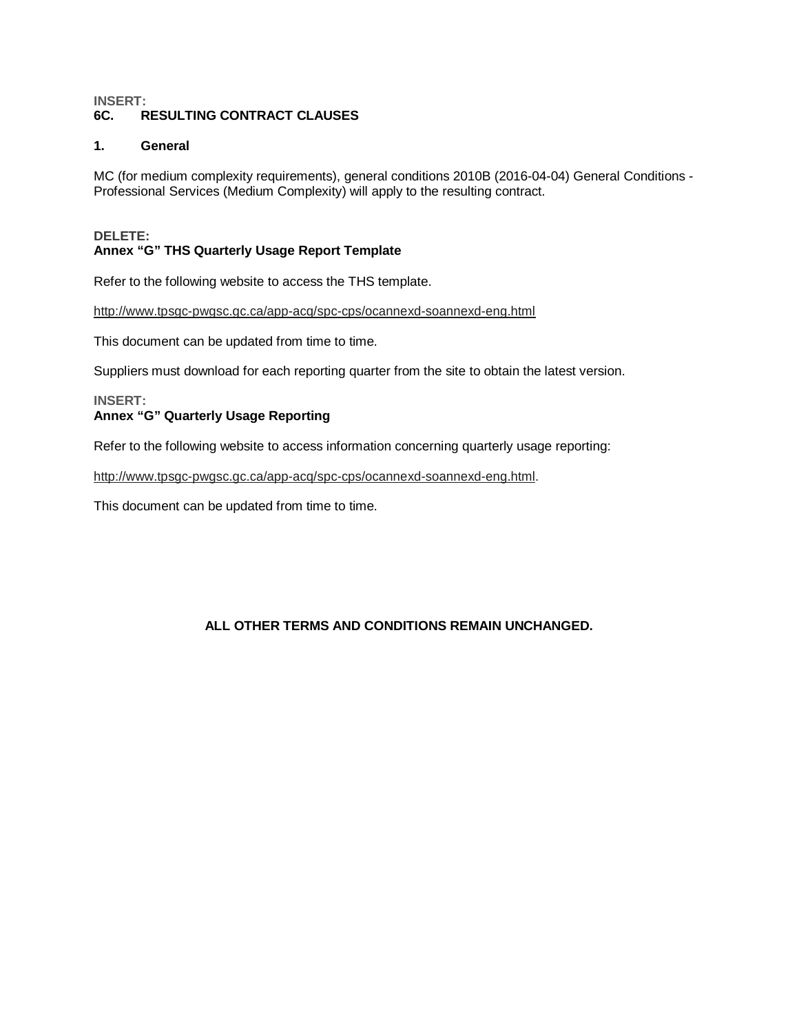**INSERT:**
**6C. RESULTING CONTRACT CLAUSES**

**1. General**

MC (for medium complexity requirements), general conditions 2010B (2016-04-04) General Conditions - Professional Services (Medium Complexity) will apply to the resulting contract.

**DELETE:**
**Annex "G" THS Quarterly Usage Report Template**

Refer to the following website to access the THS template.

http://www.tpsgc-pwgsc.gc.ca/app-acq/spc-cps/ocannexd-soannexd-eng.html

This document can be updated from time to time.

Suppliers must download for each reporting quarter from the site to obtain the latest version.

**INSERT:**
**Annex "G" Quarterly Usage Reporting**

Refer to the following website to access information concerning quarterly usage reporting:

http://www.tpsgc-pwgsc.gc.ca/app-acq/spc-cps/ocannexd-soannexd-eng.html.

This document can be updated from time to time.

**ALL OTHER TERMS AND CONDITIONS REMAIN UNCHANGED.**